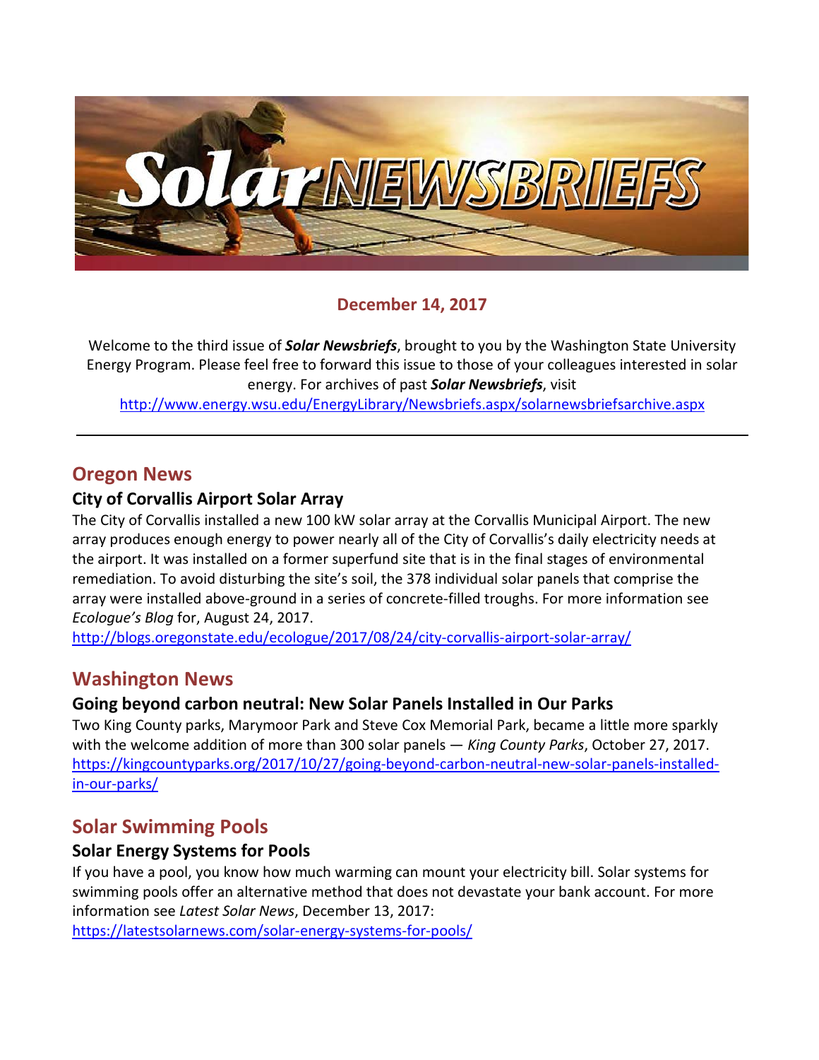# Solar NEWSBRIEFS

**December 14, 2017**

Welcome to the third issue of ***Solar Newsbriefs***, brought to you by the Washington State University Energy Program. Please feel free to forward this issue to those of your colleagues interested in solar energy. For archives of past ***Solar Newsbriefs***, visit http://www.energy.wsu.edu/EnergyLibrary/Newsbriefs.aspx/solarnewsbriefsarchive.aspx

---

## Oregon News

### City of Corvallis Airport Solar Array

The City of Corvallis installed a new 100 kW solar array at the Corvallis Municipal Airport. The new array produces enough energy to power nearly all of the City of Corvallis's daily electricity needs at the airport. It was installed on a former superfund site that is in the final stages of environmental remediation. To avoid disturbing the site's soil, the 378 individual solar panels that comprise the array were installed above-ground in a series of concrete-filled troughs. For more information see *Ecologue's Blog* for, August 24, 2017.
http://blogs.oregonstate.edu/ecologue/2017/08/24/city-corvallis-airport-solar-array/

## Washington News

### Going beyond carbon neutral: New Solar Panels Installed in Our Parks

Two King County parks, Marymoor Park and Steve Cox Memorial Park, became a little more sparkly with the welcome addition of more than 300 solar panels — *King County Parks*, October 27, 2017.
https://kingcountyparks.org/2017/10/27/going-beyond-carbon-neutral-new-solar-panels-installed-in-our-parks/

## Solar Swimming Pools

### Solar Energy Systems for Pools

If you have a pool, you know how much warming can mount your electricity bill. Solar systems for swimming pools offer an alternative method that does not devastate your bank account. For more information see *Latest Solar News*, December 13, 2017:
https://latestsolarnews.com/solar-energy-systems-for-pools/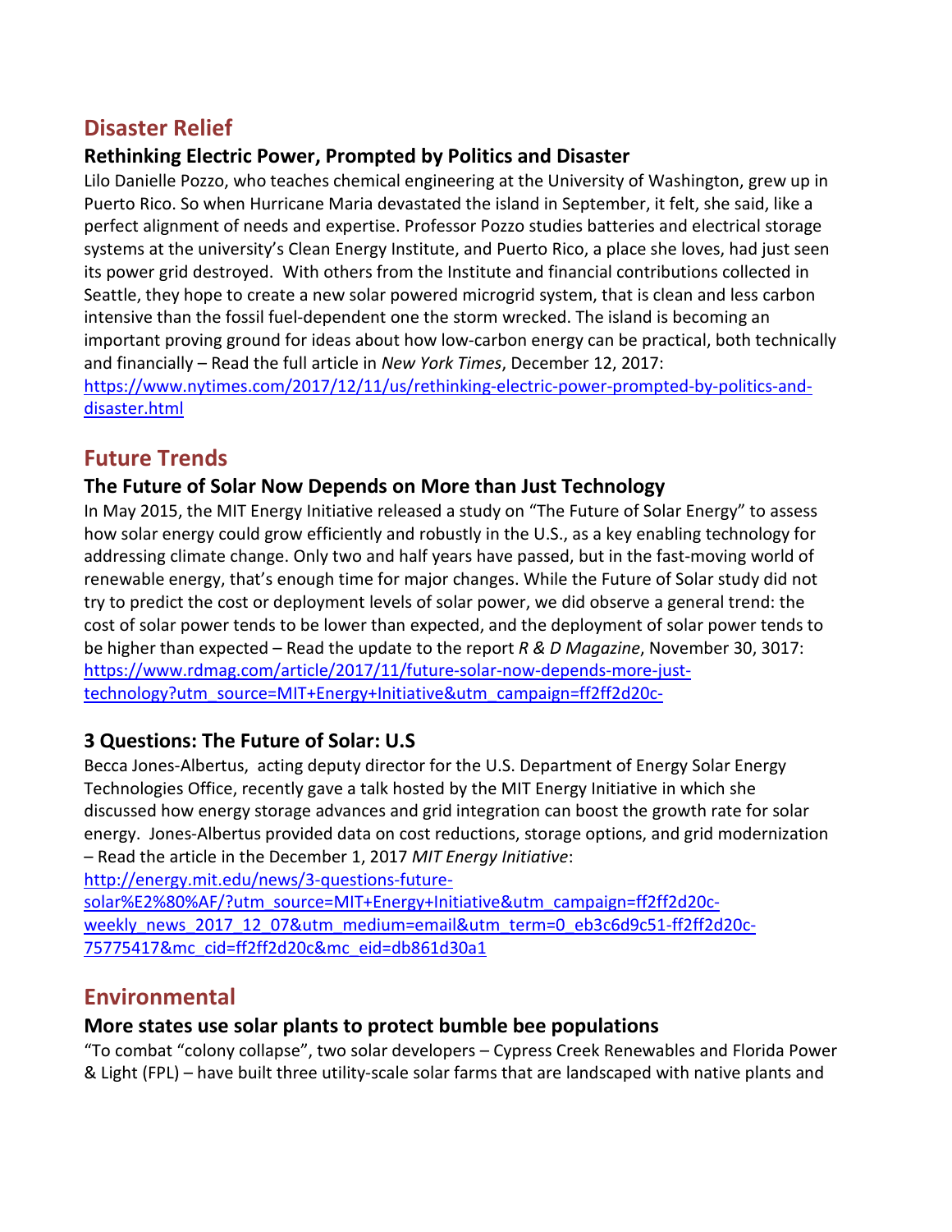## Disaster Relief

### Rethinking Electric Power, Prompted by Politics and Disaster

Lilo Danielle Pozzo, who teaches chemical engineering at the University of Washington, grew up in Puerto Rico. So when Hurricane Maria devastated the island in September, it felt, she said, like a perfect alignment of needs and expertise. Professor Pozzo studies batteries and electrical storage systems at the university's Clean Energy Institute, and Puerto Rico, a place she loves, had just seen its power grid destroyed. With others from the Institute and financial contributions collected in Seattle, they hope to create a new solar powered microgrid system, that is clean and less carbon intensive than the fossil fuel-dependent one the storm wrecked. The island is becoming an important proving ground for ideas about how low-carbon energy can be practical, both technically and financially – Read the full article in *New York Times*, December 12, 2017: [https://www.nytimes.com/2017/12/11/us/rethinking-electric-power-prompted-by-politics-and-disaster.html](https://www.nytimes.com/2017/12/11/us/rethinking-electric-power-prompted-by-politics-and-disaster.html)

## Future Trends

### The Future of Solar Now Depends on More than Just Technology

In May 2015, the MIT Energy Initiative released a study on "The Future of Solar Energy" to assess how solar energy could grow efficiently and robustly in the U.S., as a key enabling technology for addressing climate change. Only two and half years have passed, but in the fast-moving world of renewable energy, that's enough time for major changes. While the Future of Solar study did not try to predict the cost or deployment levels of solar power, we did observe a general trend: the cost of solar power tends to be lower than expected, and the deployment of solar power tends to be higher than expected – Read the update to the report *R & D Magazine*, November 30, 3017: [https://www.rdmag.com/article/2017/11/future-solar-now-depends-more-just-technology?utm_source=MIT+Energy+Initiative&utm_campaign=ff2ff2d20c-](https://www.rdmag.com/article/2017/11/future-solar-now-depends-more-just-technology?utm_source=MIT+Energy+Initiative&utm_campaign=ff2ff2d20c-)

### 3 Questions: The Future of Solar: U.S

Becca Jones-Albertus, acting deputy director for the U.S. Department of Energy Solar Energy Technologies Office, recently gave a talk hosted by the MIT Energy Initiative in which she discussed how energy storage advances and grid integration can boost the growth rate for solar energy. Jones-Albertus provided data on cost reductions, storage options, and grid modernization – Read the article in the December 1, 2017 *MIT Energy Initiative*: [http://energy.mit.edu/news/3-questions-future-solar%E2%80%AF/?utm_source=MIT+Energy+Initiative&utm_campaign=ff2ff2d20c-weekly_news_2017_12_07&utm_medium=email&utm_term=0_eb3c6d9c51-ff2ff2d20c-75775417&mc_cid=ff2ff2d20c&mc_eid=db861d30a1](http://energy.mit.edu/news/3-questions-future-solar%E2%80%AF/?utm_source=MIT+Energy+Initiative&utm_campaign=ff2ff2d20c-weekly_news_2017_12_07&utm_medium=email&utm_term=0_eb3c6d9c51-ff2ff2d20c-75775417&mc_cid=ff2ff2d20c&mc_eid=db861d30a1)

## Environmental

### More states use solar plants to protect bumble bee populations

"To combat "colony collapse", two solar developers – Cypress Creek Renewables and Florida Power & Light (FPL) – have built three utility-scale solar farms that are landscaped with native plants and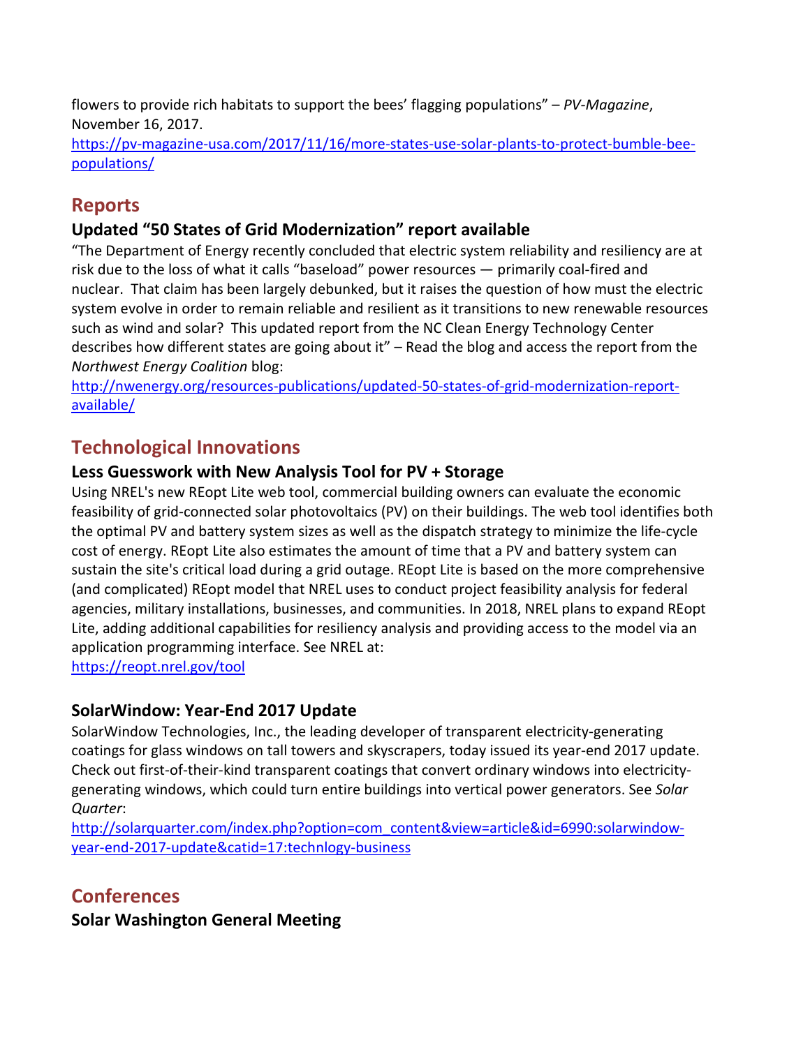flowers to provide rich habitats to support the bees' flagging populations" – *PV-Magazine*, November 16, 2017.
[https://pv-magazine-usa.com/2017/11/16/more-states-use-solar-plants-to-protect-bumble-bee-populations/](https://pv-magazine-usa.com/2017/11/16/more-states-use-solar-plants-to-protect-bumble-bee-populations/)

## Reports

### Updated "50 States of Grid Modernization" report available

"The Department of Energy recently concluded that electric system reliability and resiliency are at risk due to the loss of what it calls "baseload" power resources — primarily coal-fired and nuclear. That claim has been largely debunked, but it raises the question of how must the electric system evolve in order to remain reliable and resilient as it transitions to new renewable resources such as wind and solar? This updated report from the NC Clean Energy Technology Center describes how different states are going about it" – Read the blog and access the report from the *Northwest Energy Coalition* blog:
[http://nwenergy.org/resources-publications/updated-50-states-of-grid-modernization-report-available/](http://nwenergy.org/resources-publications/updated-50-states-of-grid-modernization-report-available/)

## Technological Innovations

### Less Guesswork with New Analysis Tool for PV + Storage

Using NREL's new REopt Lite web tool, commercial building owners can evaluate the economic feasibility of grid-connected solar photovoltaics (PV) on their buildings. The web tool identifies both the optimal PV and battery system sizes as well as the dispatch strategy to minimize the life-cycle cost of energy. REopt Lite also estimates the amount of time that a PV and battery system can sustain the site's critical load during a grid outage. REopt Lite is based on the more comprehensive (and complicated) REopt model that NREL uses to conduct project feasibility analysis for federal agencies, military installations, businesses, and communities. In 2018, NREL plans to expand REopt Lite, adding additional capabilities for resiliency analysis and providing access to the model via an application programming interface. See NREL at:
[https://reopt.nrel.gov/tool](https://reopt.nrel.gov/tool)

### SolarWindow: Year-End 2017 Update

SolarWindow Technologies, Inc., the leading developer of transparent electricity-generating coatings for glass windows on tall towers and skyscrapers, today issued its year-end 2017 update. Check out first-of-their-kind transparent coatings that convert ordinary windows into electricity-generating windows, which could turn entire buildings into vertical power generators. See *Solar Quarter*:
[http://solarquarter.com/index.php?option=com_content&view=article&id=6990:solarwindow-year-end-2017-update&catid=17:technlogy-business](http://solarquarter.com/index.php?option=com_content&view=article&id=6990:solarwindow-year-end-2017-update&catid=17:technlogy-business)

## Conferences

### Solar Washington General Meeting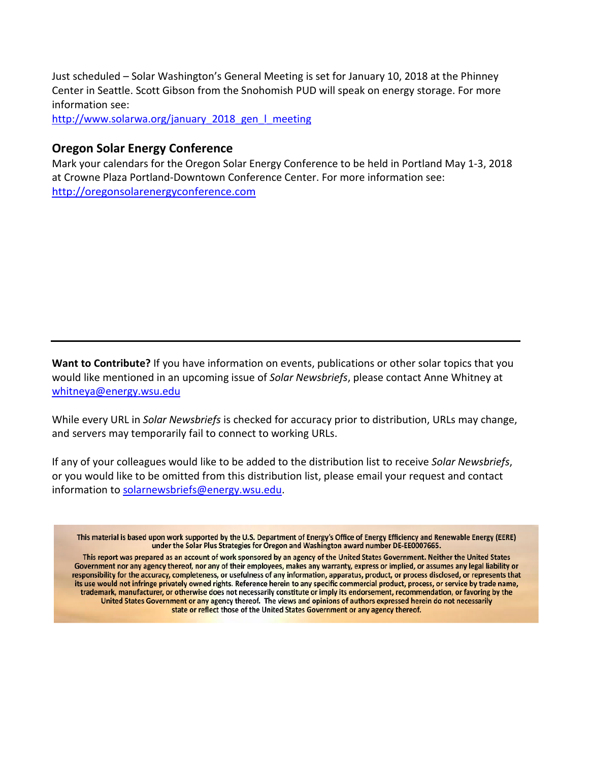Just scheduled – Solar Washington's General Meeting is set for January 10, 2018 at the Phinney Center in Seattle. Scott Gibson from the Snohomish PUD will speak on energy storage. For more information see:
http://www.solarwa.org/january_2018_gen_l_meeting

## Oregon Solar Energy Conference

Mark your calendars for the Oregon Solar Energy Conference to be held in Portland May 1-3, 2018 at Crowne Plaza Portland-Downtown Conference Center. For more information see:
http://oregonsolarenergyconference.com

---

**Want to Contribute?** If you have information on events, publications or other solar topics that you would like mentioned in an upcoming issue of *Solar Newsbriefs*, please contact Anne Whitney at whitneya@energy.wsu.edu

While every URL in *Solar Newsbriefs* is checked for accuracy prior to distribution, URLs may change, and servers may temporarily fail to connect to working URLs.

If any of your colleagues would like to be added to the distribution list to receive *Solar Newsbriefs*, or you would like to be omitted from this distribution list, please email your request and contact information to solarnewsbriefs@energy.wsu.edu.

**This material is based upon work supported by the U.S. Department of Energy's Office of Energy Efficiency and Renewable Energy (EERE) under the Solar Plus Strategies for Oregon and Washington award number DE-EE0007665.**

**This report was prepared as an account of work sponsored by an agency of the United States Government. Neither the United States Government nor any agency thereof, nor any of their employees, makes any warranty, express or implied, or assumes any legal liability or responsibility for the accuracy, completeness, or usefulness of any information, apparatus, product, or process disclosed, or represents that its use would not infringe privately owned rights. Reference herein to any specific commercial product, process, or service by trade name, trademark, manufacturer, or otherwise does not necessarily constitute or imply its endorsement, recommendation, or favoring by the United States Government or any agency thereof. The views and opinions of authors expressed herein do not necessarily state or reflect those of the United States Government or any agency thereof.**